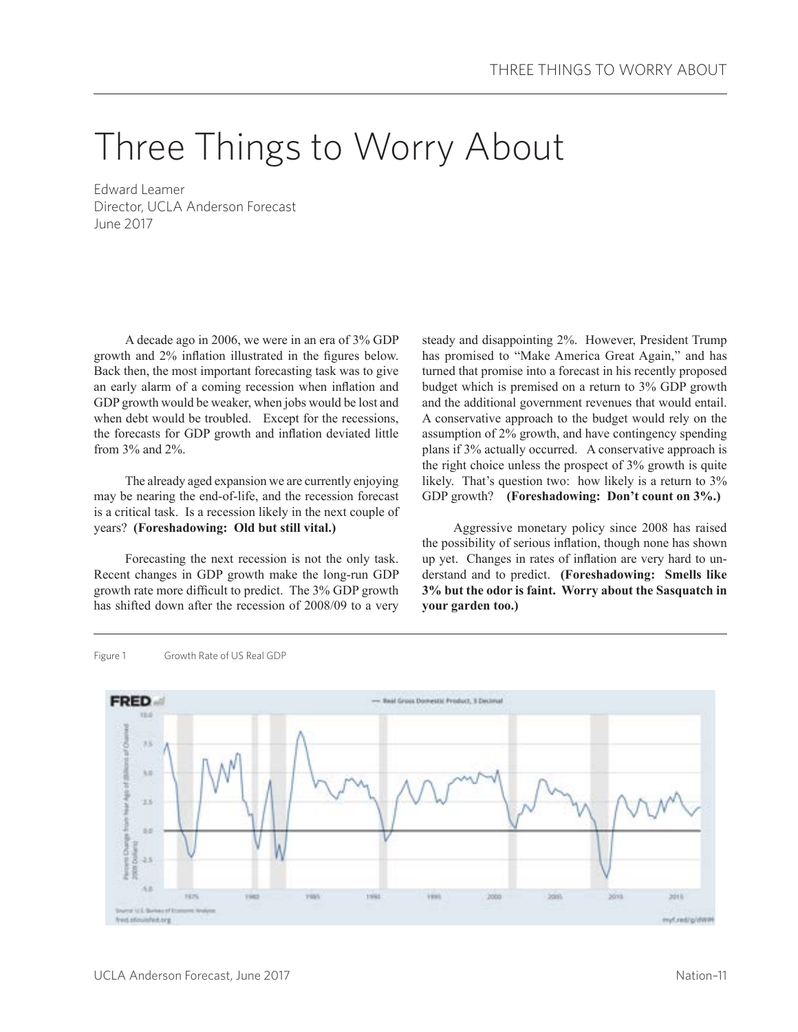# Three Things to Worry About

Edward Leamer
Director, UCLA Anderson Forecast
June 2017

A decade ago in 2006, we were in an era of 3% GDP growth and 2% inflation illustrated in the figures below. Back then, the most important forecasting task was to give an early alarm of a coming recession when inflation and GDP growth would be weaker, when jobs would be lost and when debt would be troubled. Except for the recessions, the forecasts for GDP growth and inflation deviated little from 3% and 2%.

The already aged expansion we are currently enjoying may be nearing the end-of-life, and the recession forecast is a critical task. Is a recession likely in the next couple of years? **(Foreshadowing: Old but still vital.)**

Forecasting the next recession is not the only task. Recent changes in GDP growth make the long-run GDP growth rate more difficult to predict. The 3% GDP growth has shifted down after the recession of 2008/09 to a very steady and disappointing 2%. However, President Trump has promised to "Make America Great Again," and has turned that promise into a forecast in his recently proposed budget which is premised on a return to 3% GDP growth and the additional government revenues that would entail. A conservative approach to the budget would rely on the assumption of 2% growth, and have contingency spending plans if 3% actually occurred. A conservative approach is the right choice unless the prospect of 3% growth is quite likely. That's question two: how likely is a return to 3% GDP growth? **(Foreshadowing: Don't count on 3%.)**

Aggressive monetary policy since 2008 has raised the possibility of serious inflation, though none has shown up yet. Changes in rates of inflation are very hard to understand and to predict. **(Foreshadowing: Smells like 3% but the odor is faint. Worry about the Sasquatch in your garden too.)**

Figure 1 Growth Rate of US Real GDP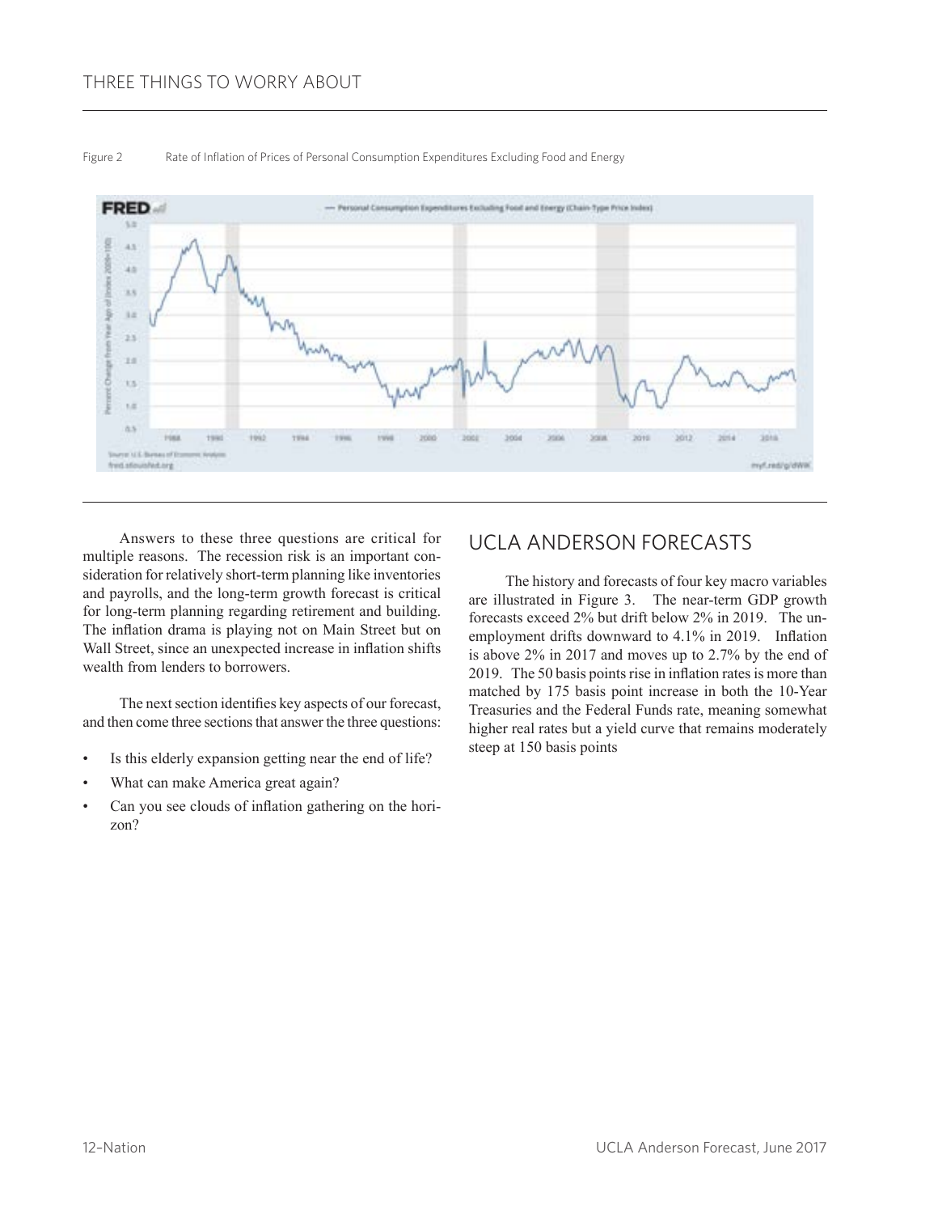Figure 2 Rate of Inflation of Prices of Personal Consumption Expenditures Excluding Food and Energy

Answers to these three questions are critical for multiple reasons. The recession risk is an important consideration for relatively short-term planning like inventories and payrolls, and the long-term growth forecast is critical for long-term planning regarding retirement and building. The inflation drama is playing not on Main Street but on Wall Street, since an unexpected increase in inflation shifts wealth from lenders to borrowers.

The next section identifies key aspects of our forecast, and then come three sections that answer the three questions:

- Is this elderly expansion getting near the end of life?
- What can make America great again?
- Can you see clouds of inflation gathering on the horizon?

## UCLA ANDERSON FORECASTS

The history and forecasts of four key macro variables are illustrated in Figure 3. The near-term GDP growth forecasts exceed 2% but drift below 2% in 2019. The unemployment drifts downward to 4.1% in 2019. Inflation is above 2% in 2017 and moves up to 2.7% by the end of 2019. The 50 basis points rise in inflation rates is more than matched by 175 basis point increase in both the 10-Year Treasuries and the Federal Funds rate, meaning somewhat higher real rates but a yield curve that remains moderately steep at 150 basis points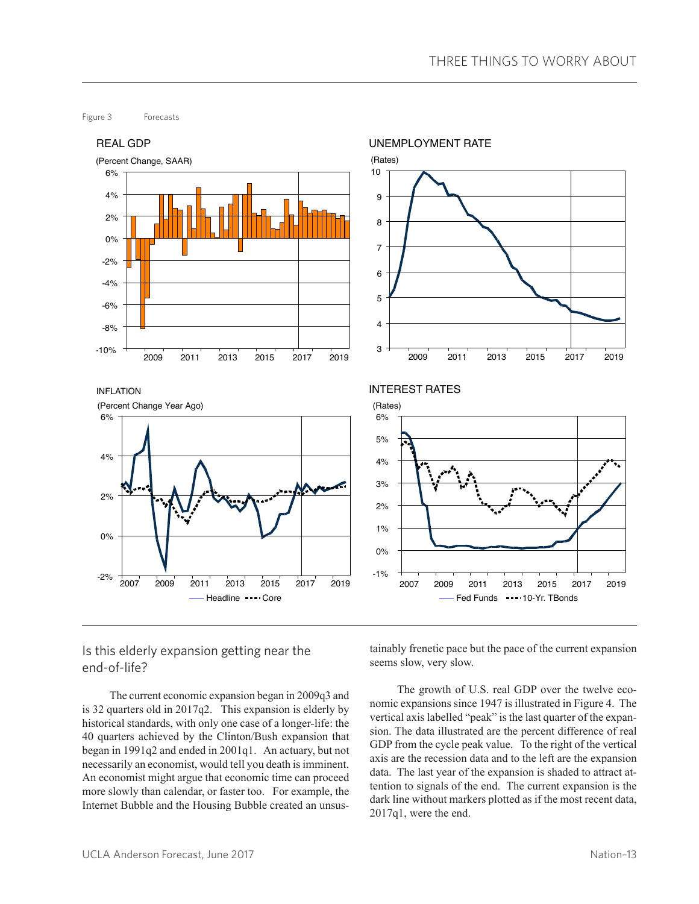Figure 3 Forecasts

REAL GDP

(Percent Change, SAAR)

UNEMPLOYMENT RATE

(Rates)

INFLATION

(Percent Change Year Ago)

Headline Core

INTEREST RATES

(Rates)

Fed Funds 10-Yr. TBonds

## Is this elderly expansion getting near the end-of-life?

The current economic expansion began in 2009q3 and is 32 quarters old in 2017q2. This expansion is elderly by historical standards, with only one case of a longer-life: the 40 quarters achieved by the Clinton/Bush expansion that began in 1991q2 and ended in 2001q1. An actuary, but not necessarily an economist, would tell you death is imminent. An economist might argue that economic time can proceed more slowly than calendar, or faster too. For example, the Internet Bubble and the Housing Bubble created an unsustainably frenetic pace but the pace of the current expansion seems slow, very slow.

The growth of U.S. real GDP over the twelve economic expansions since 1947 is illustrated in Figure 4. The vertical axis labelled "peak" is the last quarter of the expansion. The data illustrated are the percent difference of real GDP from the cycle peak value. To the right of the vertical axis are the recession data and to the left are the expansion data. The last year of the expansion is shaded to attract attention to signals of the end. The current expansion is the dark line without markers plotted as if the most recent data, 2017q1, were the end.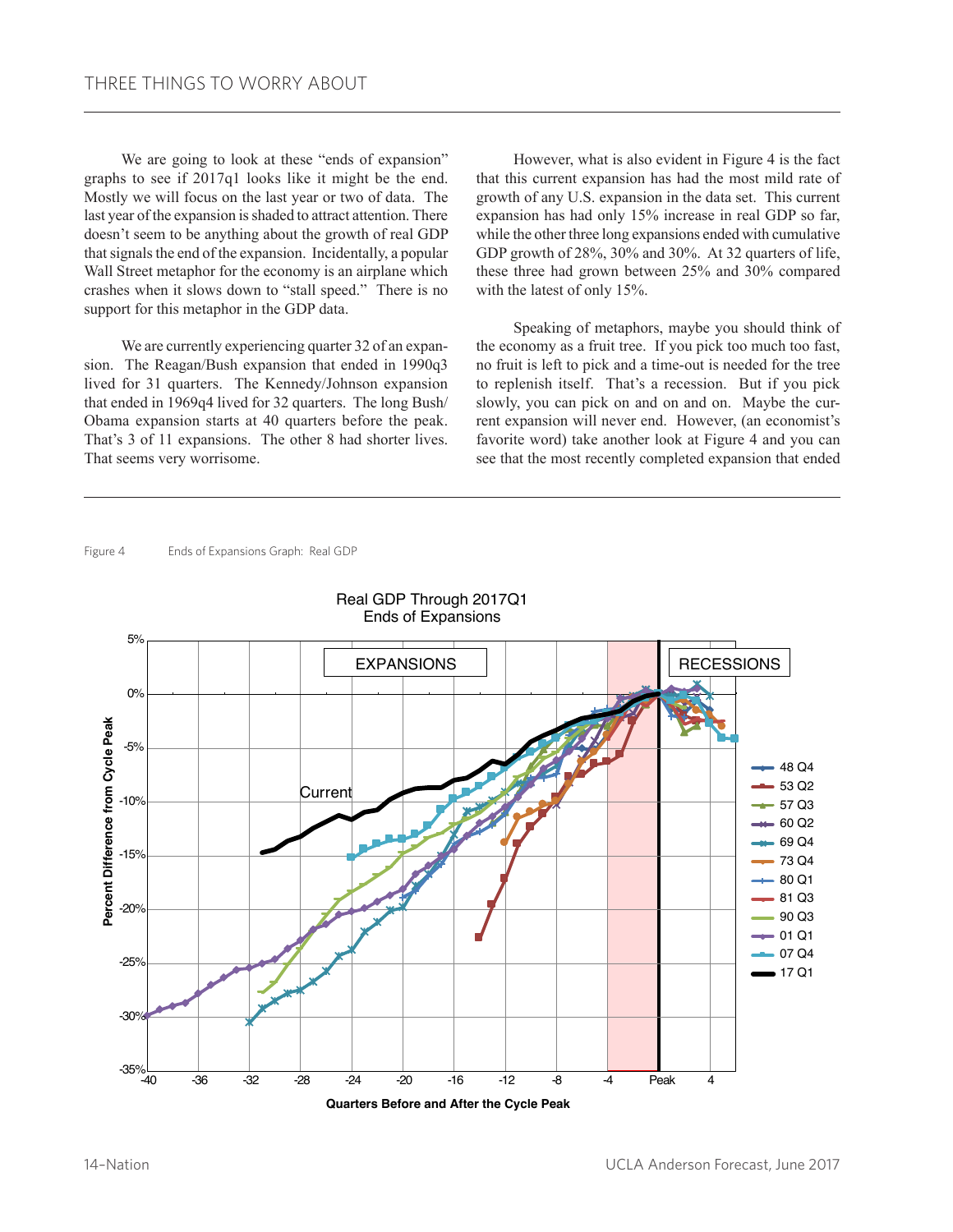We are going to look at these "ends of expansion" graphs to see if 2017q1 looks like it might be the end. Mostly we will focus on the last year or two of data. The last year of the expansion is shaded to attract attention. There doesn't seem to be anything about the growth of real GDP that signals the end of the expansion. Incidentally, a popular Wall Street metaphor for the economy is an airplane which crashes when it slows down to "stall speed." There is no support for this metaphor in the GDP data.

We are currently experiencing quarter 32 of an expansion. The Reagan/Bush expansion that ended in 1990q3 lived for 31 quarters. The Kennedy/Johnson expansion that ended in 1969q4 lived for 32 quarters. The long Bush/Obama expansion starts at 40 quarters before the peak. That's 3 of 11 expansions. The other 8 had shorter lives. That seems very worrisome.

However, what is also evident in Figure 4 is the fact that this current expansion has had the most mild rate of growth of any U.S. expansion in the data set. This current expansion has had only 15% increase in real GDP so far, while the other three long expansions ended with cumulative GDP growth of 28%, 30% and 30%. At 32 quarters of life, these three had grown between 25% and 30% compared with the latest of only 15%.

Speaking of metaphors, maybe you should think of the economy as a fruit tree. If you pick too much too fast, no fruit is left to pick and a time-out is needed for the tree to replenish itself. That's a recession. But if you pick slowly, you can pick on and on and on. Maybe the current expansion will never end. However, (an economist's favorite word) take another look at Figure 4 and you can see that the most recently completed expansion that ended

Figure 4 Ends of Expansions Graph: Real GDP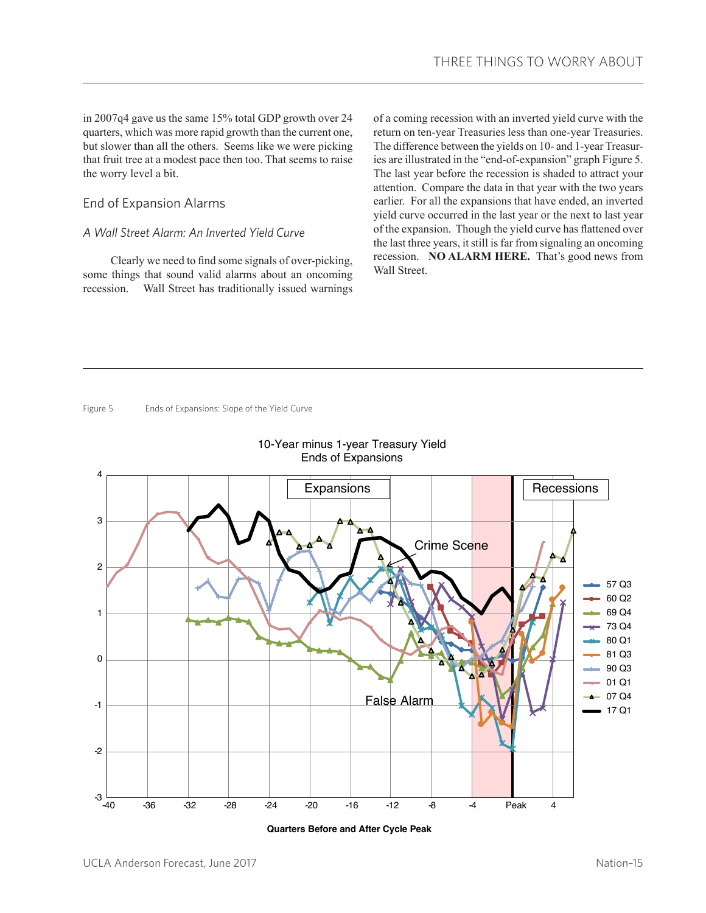in 2007q4 gave us the same 15% total GDP growth over 24 quarters, which was more rapid growth than the current one, but slower than all the others. Seems like we were picking that fruit tree at a modest pace then too. That seems to raise the worry level a bit.

## End of Expansion Alarms

### *A Wall Street Alarm: An Inverted Yield Curve*

Clearly we need to find some signals of over-picking, some things that sound valid alarms about an oncoming recession. Wall Street has traditionally issued warnings of a coming recession with an inverted yield curve with the return on ten-year Treasuries less than one-year Treasuries. The difference between the yields on 10- and 1-year Treasuries are illustrated in the "end-of-expansion" graph Figure 5. The last year before the recession is shaded to attract your attention. Compare the data in that year with the two years earlier. For all the expansions that have ended, an inverted yield curve occurred in the last year or the next to last year of the expansion. Though the yield curve has flattened over the last three years, it still is far from signaling an oncoming recession. **NO ALARM HERE.** That's good news from Wall Street.

Figure 5 Ends of Expansions: Slope of the Yield Curve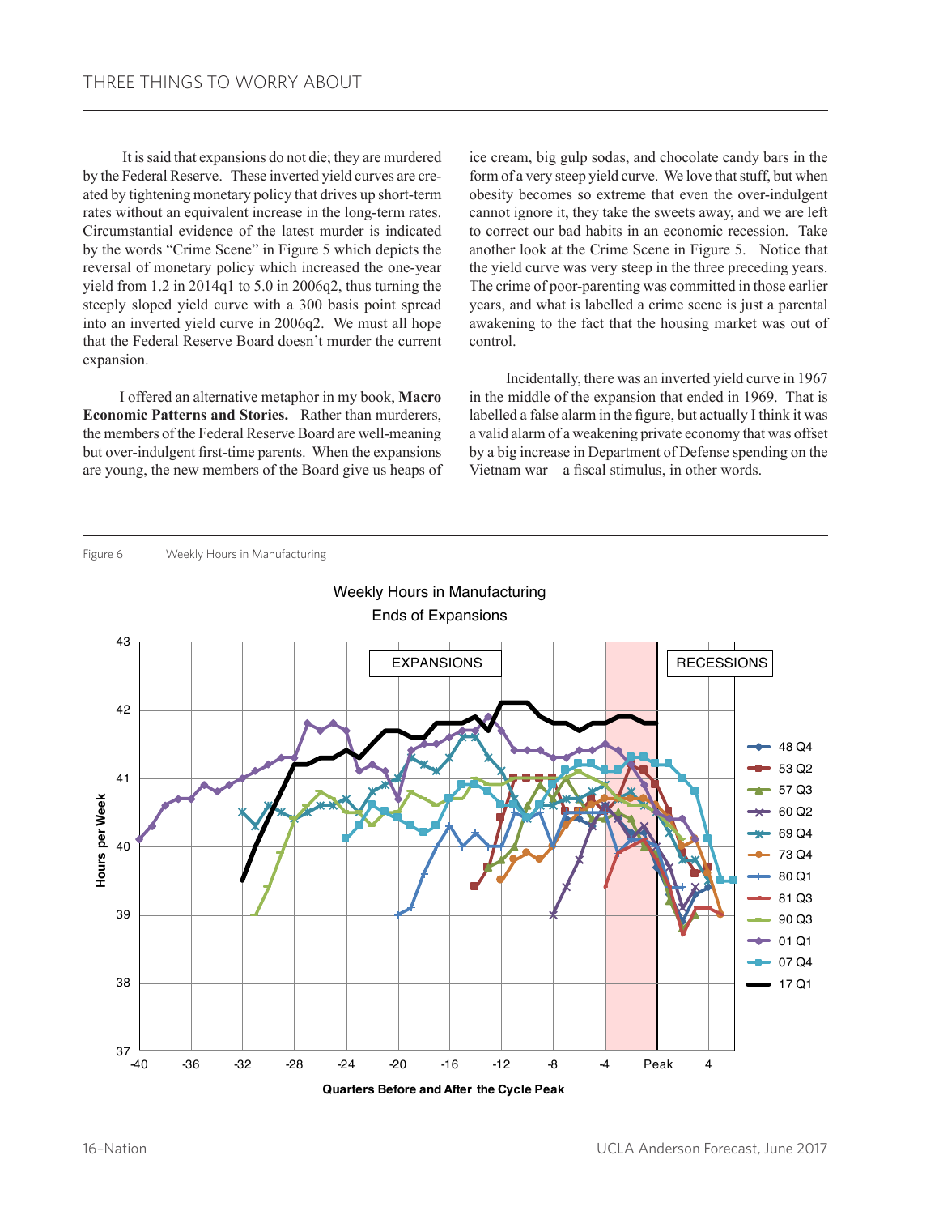It is said that expansions do not die; they are murdered by the Federal Reserve. These inverted yield curves are created by tightening monetary policy that drives up short-term rates without an equivalent increase in the long-term rates. Circumstantial evidence of the latest murder is indicated by the words "Crime Scene" in Figure 5 which depicts the reversal of monetary policy which increased the one-year yield from 1.2 in 2014q1 to 5.0 in 2006q2, thus turning the steeply sloped yield curve with a 300 basis point spread into an inverted yield curve in 2006q2. We must all hope that the Federal Reserve Board doesn't murder the current expansion.

I offered an alternative metaphor in my book, **Macro Economic Patterns and Stories.** Rather than murderers, the members of the Federal Reserve Board are well-meaning but over-indulgent first-time parents. When the expansions are young, the new members of the Board give us heaps of ice cream, big gulp sodas, and chocolate candy bars in the form of a very steep yield curve. We love that stuff, but when obesity becomes so extreme that even the over-indulgent cannot ignore it, they take the sweets away, and we are left to correct our bad habits in an economic recession. Take another look at the Crime Scene in Figure 5. Notice that the yield curve was very steep in the three preceding years. The crime of poor-parenting was committed in those earlier years, and what is labelled a crime scene is just a parental awakening to the fact that the housing market was out of control.

Incidentally, there was an inverted yield curve in 1967 in the middle of the expansion that ended in 1969. That is labelled a false alarm in the figure, but actually I think it was a valid alarm of a weakening private economy that was offset by a big increase in Department of Defense spending on the Vietnam war – a fiscal stimulus, in other words.

Figure 6 Weekly Hours in Manufacturing

Weekly Hours in Manufacturing
Ends of Expansions

EXPANSIONS | RECESSIONS

Hours per Week (37–43); Quarters Before and After the Cycle Peak (-40 to 4)

Series: 48 Q4, 53 Q2, 57 Q3, 60 Q2, 69 Q4, 73 Q4, 80 Q1, 81 Q3, 90 Q3, 01 Q1, 07 Q4, 17 Q1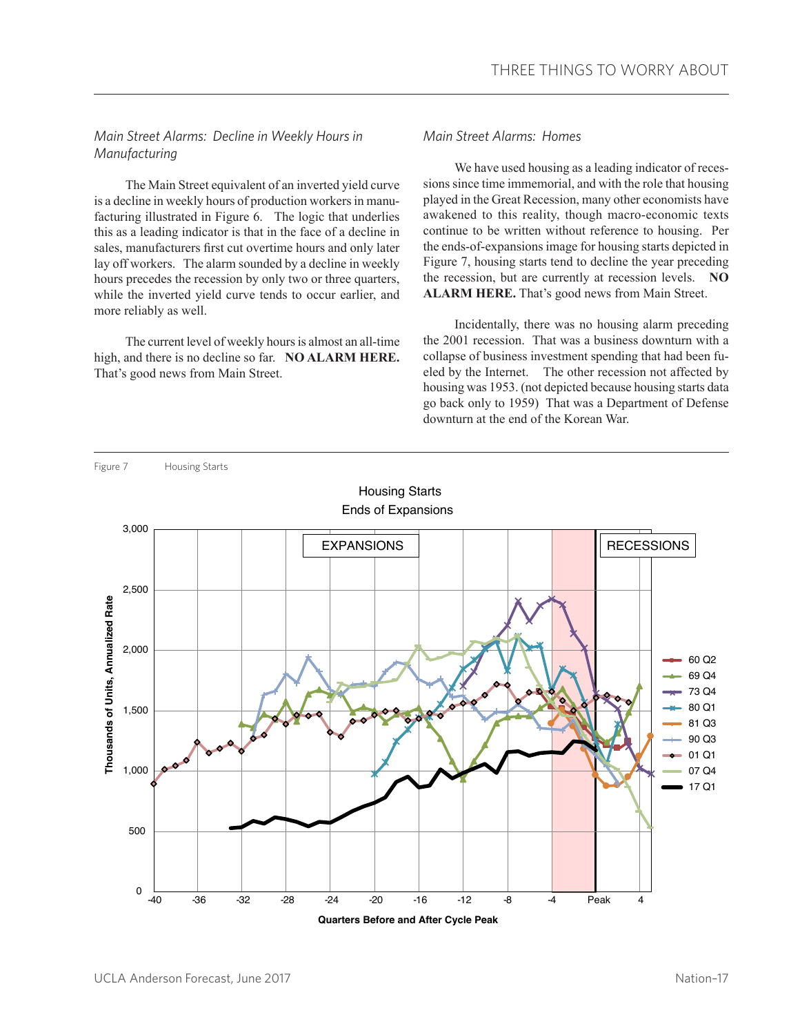### *Main Street Alarms: Decline in Weekly Hours in Manufacturing*

The Main Street equivalent of an inverted yield curve is a decline in weekly hours of production workers in manufacturing illustrated in Figure 6. The logic that underlies this as a leading indicator is that in the face of a decline in sales, manufacturers first cut overtime hours and only later lay off workers. The alarm sounded by a decline in weekly hours precedes the recession by only two or three quarters, while the inverted yield curve tends to occur earlier, and more reliably as well.

The current level of weekly hours is almost an all-time high, and there is no decline so far. **NO ALARM HERE.** That's good news from Main Street.

### *Main Street Alarms: Homes*

We have used housing as a leading indicator of recessions since time immemorial, and with the role that housing played in the Great Recession, many other economists have awakened to this reality, though macro-economic texts continue to be written without reference to housing. Per the ends-of-expansions image for housing starts depicted in Figure 7, housing starts tend to decline the year preceding the recession, but are currently at recession levels. **NO ALARM HERE.** That's good news from Main Street.

Incidentally, there was no housing alarm preceding the 2001 recession. That was a business downturn with a collapse of business investment spending that had been fueled by the Internet. The other recession not affected by housing was 1953. (not depicted because housing starts data go back only to 1959) That was a Department of Defense downturn at the end of the Korean War.

Figure 7 Housing Starts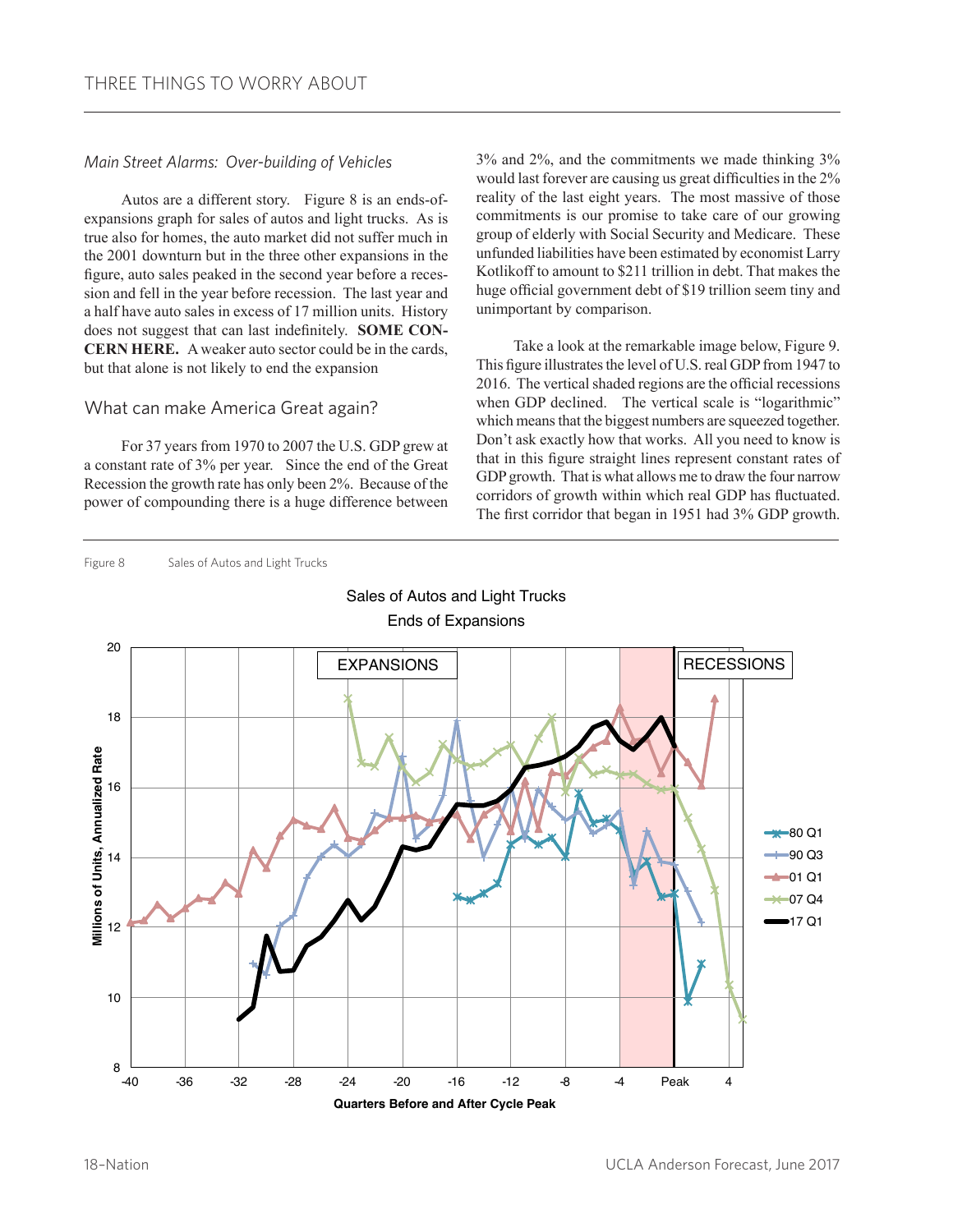## Main Street Alarms: Over-building of Vehicles

Autos are a different story. Figure 8 is an ends-of-expansions graph for sales of autos and light trucks. As is true also for homes, the auto market did not suffer much in the 2001 downturn but in the three other expansions in the figure, auto sales peaked in the second year before a recession and fell in the year before recession. The last year and a half have auto sales in excess of 17 million units. History does not suggest that can last indefinitely. **SOME CONCERN HERE.** A weaker auto sector could be in the cards, but that alone is not likely to end the expansion

## What can make America Great again?

For 37 years from 1970 to 2007 the U.S. GDP grew at a constant rate of 3% per year. Since the end of the Great Recession the growth rate has only been 2%. Because of the power of compounding there is a huge difference between 3% and 2%, and the commitments we made thinking 3% would last forever are causing us great difficulties in the 2% reality of the last eight years. The most massive of those commitments is our promise to take care of our growing group of elderly with Social Security and Medicare. These unfunded liabilities have been estimated by economist Larry Kotlikoff to amount to $211 trillion in debt. That makes the huge official government debt of $19 trillion seem tiny and unimportant by comparison.

Take a look at the remarkable image below, Figure 9. This figure illustrates the level of U.S. real GDP from 1947 to 2016. The vertical shaded regions are the official recessions when GDP declined. The vertical scale is "logarithmic" which means that the biggest numbers are squeezed together. Don't ask exactly how that works. All you need to know is that in this figure straight lines represent constant rates of GDP growth. That is what allows me to draw the four narrow corridors of growth within which real GDP has fluctuated. The first corridor that began in 1951 had 3% GDP growth.

Figure 8 Sales of Autos and Light Trucks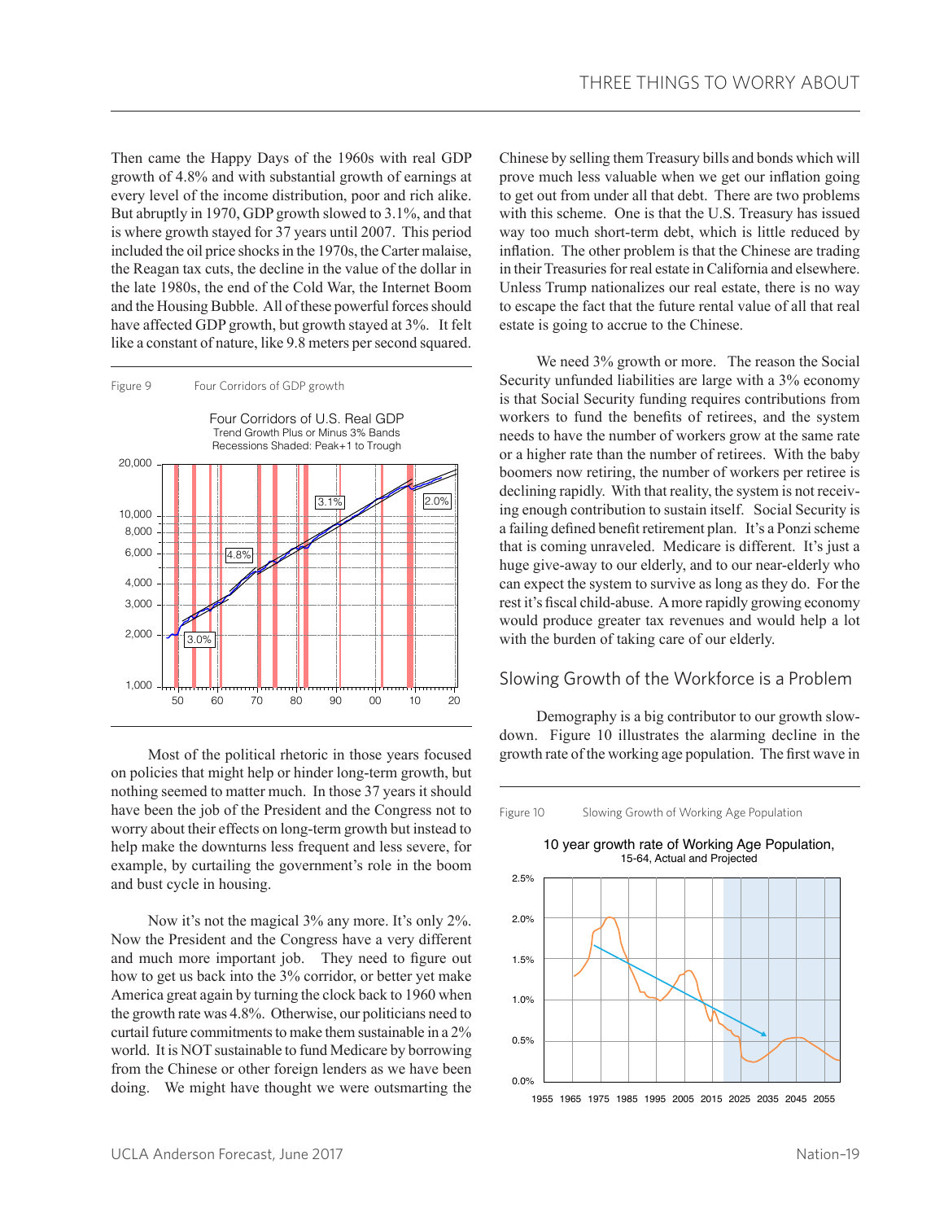Then came the Happy Days of the 1960s with real GDP growth of 4.8% and with substantial growth of earnings at every level of the income distribution, poor and rich alike. But abruptly in 1970, GDP growth slowed to 3.1%, and that is where growth stayed for 37 years until 2007. This period included the oil price shocks in the 1970s, the Carter malaise, the Reagan tax cuts, the decline in the value of the dollar in the late 1980s, the end of the Cold War, the Internet Boom and the Housing Bubble. All of these powerful forces should have affected GDP growth, but growth stayed at 3%. It felt like a constant of nature, like 9.8 meters per second squared.

Figure 9 Four Corridors of GDP growth

Most of the political rhetoric in those years focused on policies that might help or hinder long-term growth, but nothing seemed to matter much. In those 37 years it should have been the job of the President and the Congress not to worry about their effects on long-term growth but instead to help make the downturns less frequent and less severe, for example, by curtailing the government's role in the boom and bust cycle in housing.

Now it's not the magical 3% any more. It's only 2%. Now the President and the Congress have a very different and much more important job. They need to figure out how to get us back into the 3% corridor, or better yet make America great again by turning the clock back to 1960 when the growth rate was 4.8%. Otherwise, our politicians need to curtail future commitments to make them sustainable in a 2% world. It is NOT sustainable to fund Medicare by borrowing from the Chinese or other foreign lenders as we have been doing. We might have thought we were outsmarting the Chinese by selling them Treasury bills and bonds which will prove much less valuable when we get our inflation going to get out from under all that debt. There are two problems with this scheme. One is that the U.S. Treasury has issued way too much short-term debt, which is little reduced by inflation. The other problem is that the Chinese are trading in their Treasuries for real estate in California and elsewhere. Unless Trump nationalizes our real estate, there is no way to escape the fact that the future rental value of all that real estate is going to accrue to the Chinese.

We need 3% growth or more. The reason the Social Security unfunded liabilities are large with a 3% economy is that Social Security funding requires contributions from workers to fund the benefits of retirees, and the system needs to have the number of workers grow at the same rate or a higher rate than the number of retirees. With the baby boomers now retiring, the number of workers per retiree is declining rapidly. With that reality, the system is not receiving enough contribution to sustain itself. Social Security is a failing defined benefit retirement plan. It's a Ponzi scheme that is coming unraveled. Medicare is different. It's just a huge give-away to our elderly, and to our near-elderly who can expect the system to survive as long as they do. For the rest it's fiscal child-abuse. A more rapidly growing economy would produce greater tax revenues and would help a lot with the burden of taking care of our elderly.

## Slowing Growth of the Workforce is a Problem

Demography is a big contributor to our growth slowdown. Figure 10 illustrates the alarming decline in the growth rate of the working age population. The first wave in

Figure 10 Slowing Growth of Working Age Population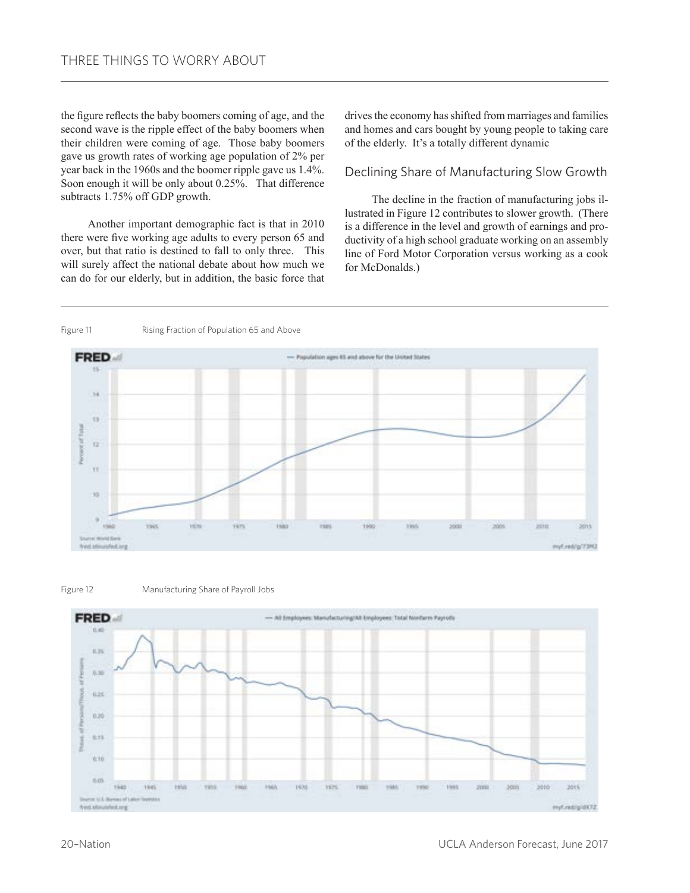the figure reflects the baby boomers coming of age, and the second wave is the ripple effect of the baby boomers when their children were coming of age. Those baby boomers gave us growth rates of working age population of 2% per year back in the 1960s and the boomer ripple gave us 1.4%. Soon enough it will be only about 0.25%. That difference subtracts 1.75% off GDP growth.

Another important demographic fact is that in 2010 there were five working age adults to every person 65 and over, but that ratio is destined to fall to only three. This will surely affect the national debate about how much we can do for our elderly, but in addition, the basic force that drives the economy has shifted from marriages and families and homes and cars bought by young people to taking care of the elderly. It's a totally different dynamic

## Declining Share of Manufacturing Slow Growth

The decline in the fraction of manufacturing jobs illustrated in Figure 12 contributes to slower growth. (There is a difference in the level and growth of earnings and productivity of a high school graduate working on an assembly line of Ford Motor Corporation versus working as a cook for McDonalds.)

Figure 11 Rising Fraction of Population 65 and Above

Figure 12 Manufacturing Share of Payroll Jobs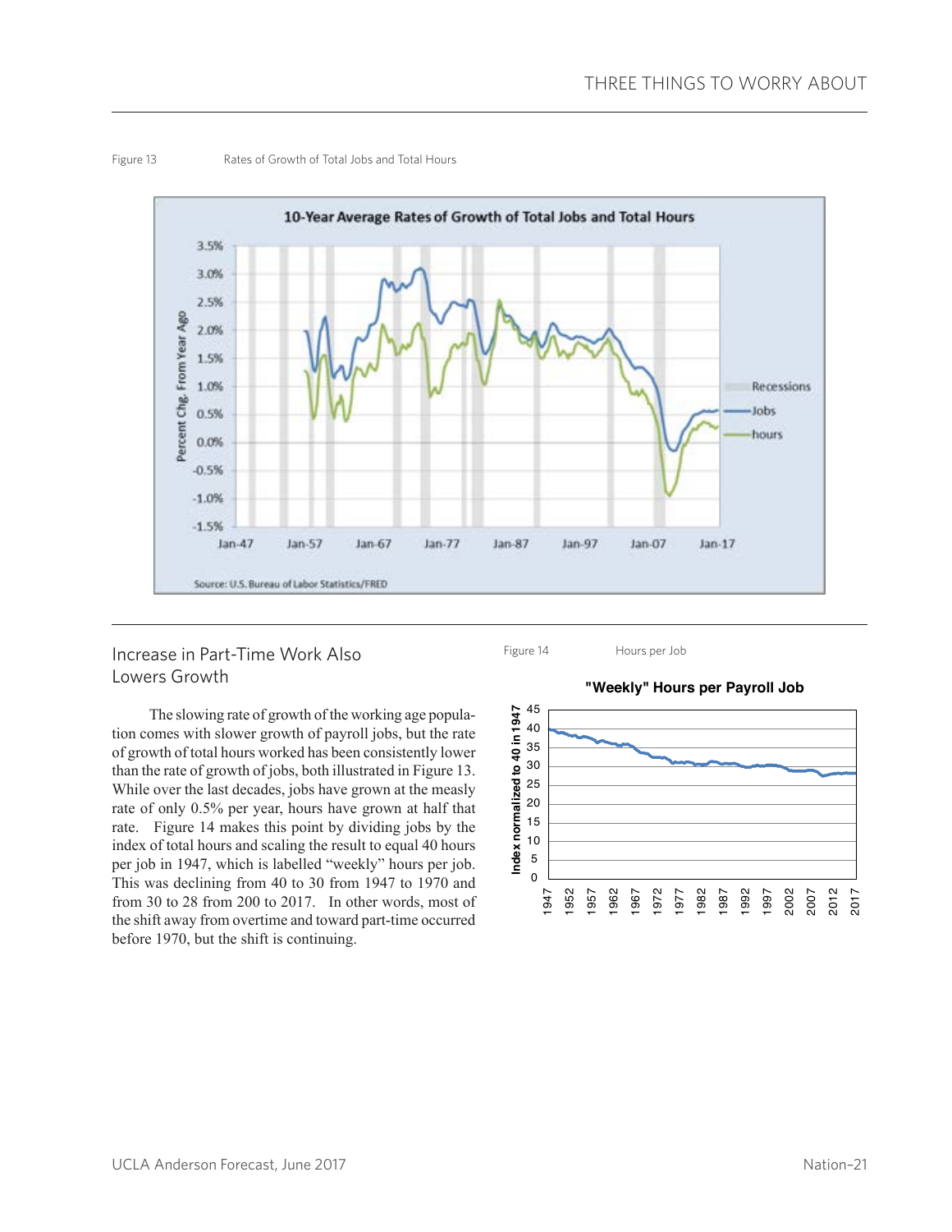Figure 13 Rates of Growth of Total Jobs and Total Hours

## Increase in Part-Time Work Also Lowers Growth

The slowing rate of growth of the working age population comes with slower growth of payroll jobs, but the rate of growth of total hours worked has been consistently lower than the rate of growth of jobs, both illustrated in Figure 13. While over the last decades, jobs have grown at the measly rate of only 0.5% per year, hours have grown at half that rate. Figure 14 makes this point by dividing jobs by the index of total hours and scaling the result to equal 40 hours per job in 1947, which is labelled "weekly" hours per job. This was declining from 40 to 30 from 1947 to 1970 and from 30 to 28 from 200 to 2017. In other words, most of the shift away from overtime and toward part-time occurred before 1970, but the shift is continuing.

Figure 14 Hours per Job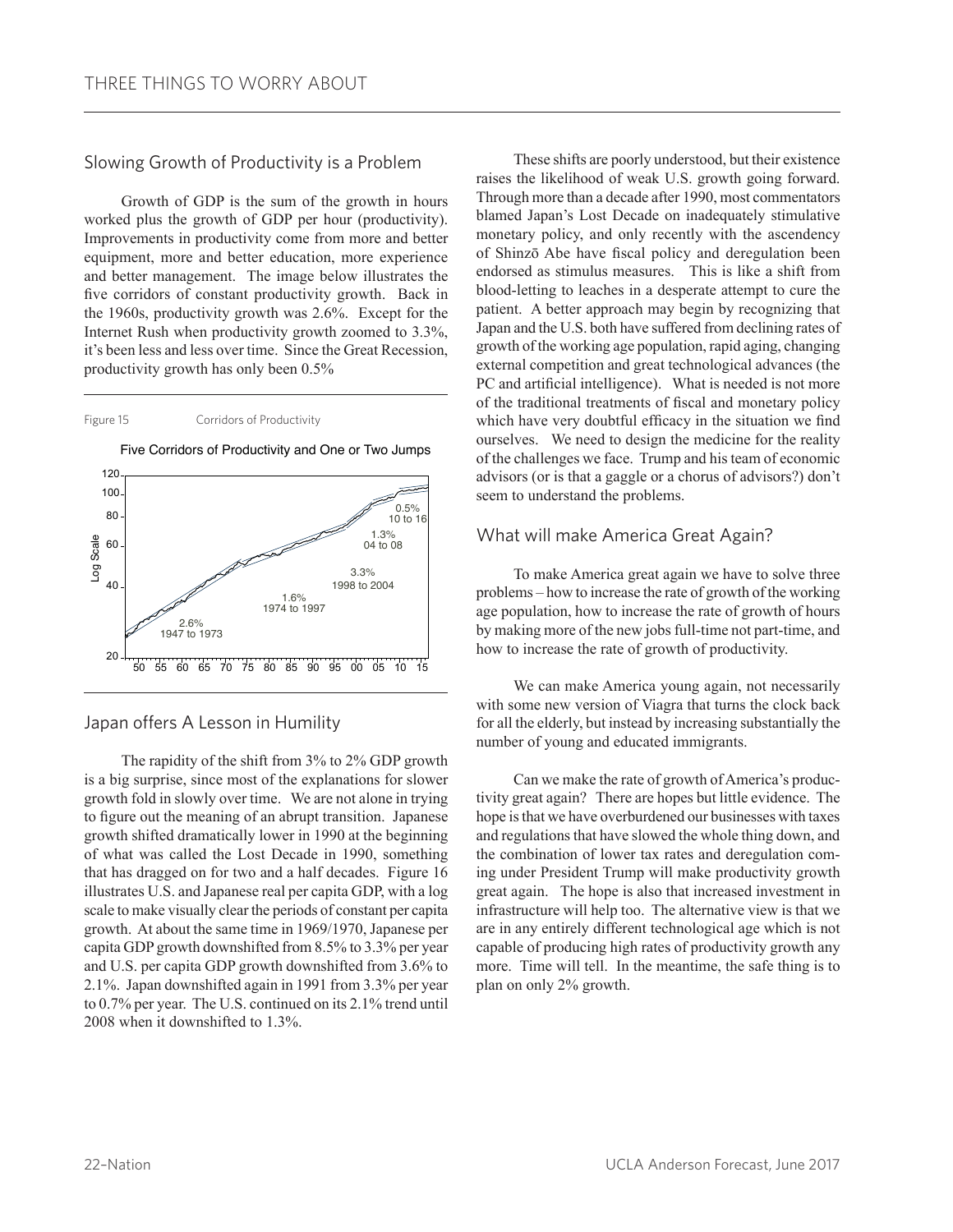## Slowing Growth of Productivity is a Problem

Growth of GDP is the sum of the growth in hours worked plus the growth of GDP per hour (productivity). Improvements in productivity come from more and better equipment, more and better education, more experience and better management. The image below illustrates the five corridors of constant productivity growth. Back in the 1960s, productivity growth was 2.6%. Except for the Internet Rush when productivity growth zoomed to 3.3%, it's been less and less over time. Since the Great Recession, productivity growth has only been 0.5%

Figure 15 Corridors of Productivity

Five Corridors of Productivity and One or Two Jumps

## Japan offers A Lesson in Humility

The rapidity of the shift from 3% to 2% GDP growth is a big surprise, since most of the explanations for slower growth fold in slowly over time. We are not alone in trying to figure out the meaning of an abrupt transition. Japanese growth shifted dramatically lower in 1990 at the beginning of what was called the Lost Decade in 1990, something that has dragged on for two and a half decades. Figure 16 illustrates U.S. and Japanese real per capita GDP, with a log scale to make visually clear the periods of constant per capita growth. At about the same time in 1969/1970, Japanese per capita GDP growth downshifted from 8.5% to 3.3% per year and U.S. per capita GDP growth downshifted from 3.6% to 2.1%. Japan downshifted again in 1991 from 3.3% per year to 0.7% per year. The U.S. continued on its 2.1% trend until 2008 when it downshifted to 1.3%.

These shifts are poorly understood, but their existence raises the likelihood of weak U.S. growth going forward. Through more than a decade after 1990, most commentators blamed Japan's Lost Decade on inadequately stimulative monetary policy, and only recently with the ascendency of Shinzō Abe have fiscal policy and deregulation been endorsed as stimulus measures. This is like a shift from blood-letting to leaches in a desperate attempt to cure the patient. A better approach may begin by recognizing that Japan and the U.S. both have suffered from declining rates of growth of the working age population, rapid aging, changing external competition and great technological advances (the PC and artificial intelligence). What is needed is not more of the traditional treatments of fiscal and monetary policy which have very doubtful efficacy in the situation we find ourselves. We need to design the medicine for the reality of the challenges we face. Trump and his team of economic advisors (or is that a gaggle or a chorus of advisors?) don't seem to understand the problems.

## What will make America Great Again?

To make America great again we have to solve three problems – how to increase the rate of growth of the working age population, how to increase the rate of growth of hours by making more of the new jobs full-time not part-time, and how to increase the rate of growth of productivity.

We can make America young again, not necessarily with some new version of Viagra that turns the clock back for all the elderly, but instead by increasing substantially the number of young and educated immigrants.

Can we make the rate of growth of America's productivity great again? There are hopes but little evidence. The hope is that we have overburdened our businesses with taxes and regulations that have slowed the whole thing down, and the combination of lower tax rates and deregulation coming under President Trump will make productivity growth great again. The hope is also that increased investment in infrastructure will help too. The alternative view is that we are in any entirely different technological age which is not capable of producing high rates of productivity growth any more. Time will tell. In the meantime, the safe thing is to plan on only 2% growth.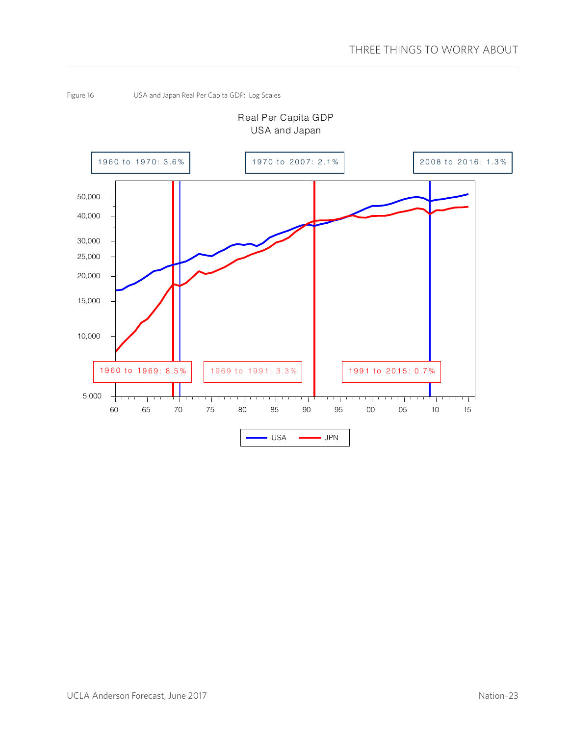Figure 16 USA and Japan Real Per Capita GDP: Log Scales

Real Per Capita GDP
USA and Japan

1960 to 1970: 3.6%

1970 to 2007: 2.1%

2008 to 2016: 1.3%

1960 to 1969: 8.5%

1969 to 1991: 3.3%

1991 to 2015: 0.7%

USA JPN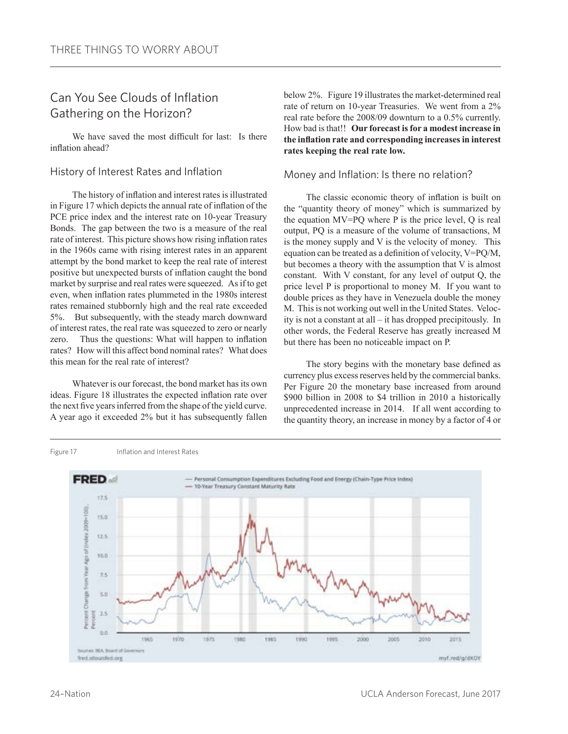## Can You See Clouds of Inflation Gathering on the Horizon?

We have saved the most difficult for last: Is there inflation ahead?

### History of Interest Rates and Inflation

The history of inflation and interest rates is illustrated in Figure 17 which depicts the annual rate of inflation of the PCE price index and the interest rate on 10-year Treasury Bonds. The gap between the two is a measure of the real rate of interest. This picture shows how rising inflation rates in the 1960s came with rising interest rates in an apparent attempt by the bond market to keep the real rate of interest positive but unexpected bursts of inflation caught the bond market by surprise and real rates were squeezed. As if to get even, when inflation rates plummeted in the 1980s interest rates remained stubbornly high and the real rate exceeded 5%. But subsequently, with the steady march downward of interest rates, the real rate was squeezed to zero or nearly zero. Thus the questions: What will happen to inflation rates? How will this affect bond nominal rates? What does this mean for the real rate of interest?

Whatever is our forecast, the bond market has its own ideas. Figure 18 illustrates the expected inflation rate over the next five years inferred from the shape of the yield curve. A year ago it exceeded 2% but it has subsequently fallen below 2%. Figure 19 illustrates the market-determined real rate of return on 10-year Treasuries. We went from a 2% real rate before the 2008/09 downturn to a 0.5% currently. How bad is that!! **Our forecast is for a modest increase in the inflation rate and corresponding increases in interest rates keeping the real rate low.**

### Money and Inflation: Is there no relation?

The classic economic theory of inflation is built on the "quantity theory of money" which is summarized by the equation $MV=PQ$ where $P$ is the price level, $Q$ is real output, $PQ$ is a measure of the volume of transactions, $M$ is the money supply and $V$ is the velocity of money. This equation can be treated as a definition of velocity, $V=PQ/M$, but becomes a theory with the assumption that $V$ is almost constant. With $V$ constant, for any level of output $Q$, the price level $P$ is proportional to money $M$. If you want to double prices as they have in Venezuela double the money $M$. This is not working out well in the United States. Velocity is not a constant at all – it has dropped precipitously. In other words, the Federal Reserve has greatly increased $M$ but there has been no noticeable impact on $P$.

The story begins with the monetary base defined as currency plus excess reserves held by the commercial banks. Per Figure 20 the monetary base increased from around $900 billion in 2008 to $4 trillion in 2010 a historically unprecedented increase in 2014. If all went according to the quantity theory, an increase in money by a factor of 4 or

Figure 17 Inflation and Interest Rates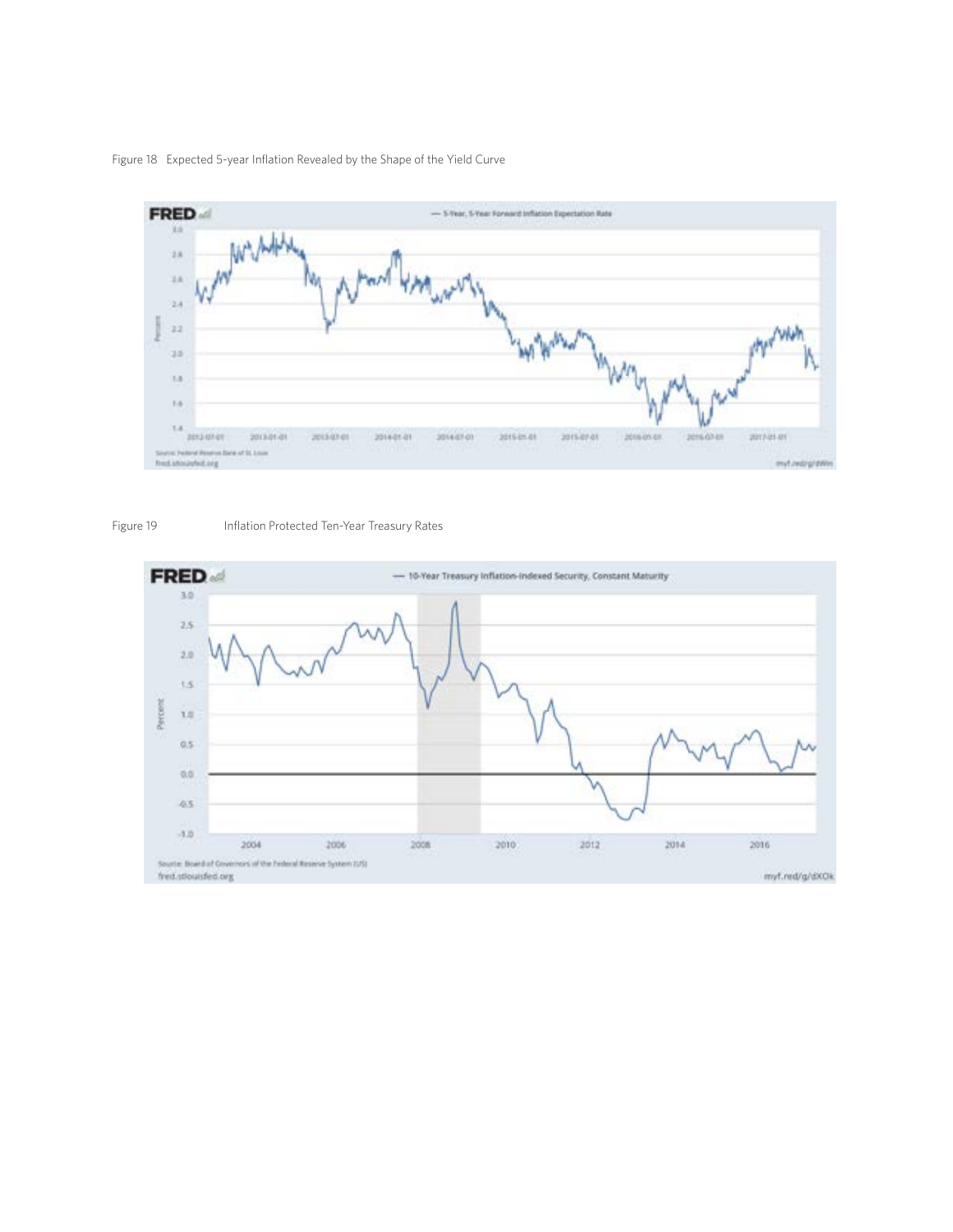Figure 18 Expected 5-year Inflation Revealed by the Shape of the Yield Curve

Figure 19 Inflation Protected Ten-Year Treasury Rates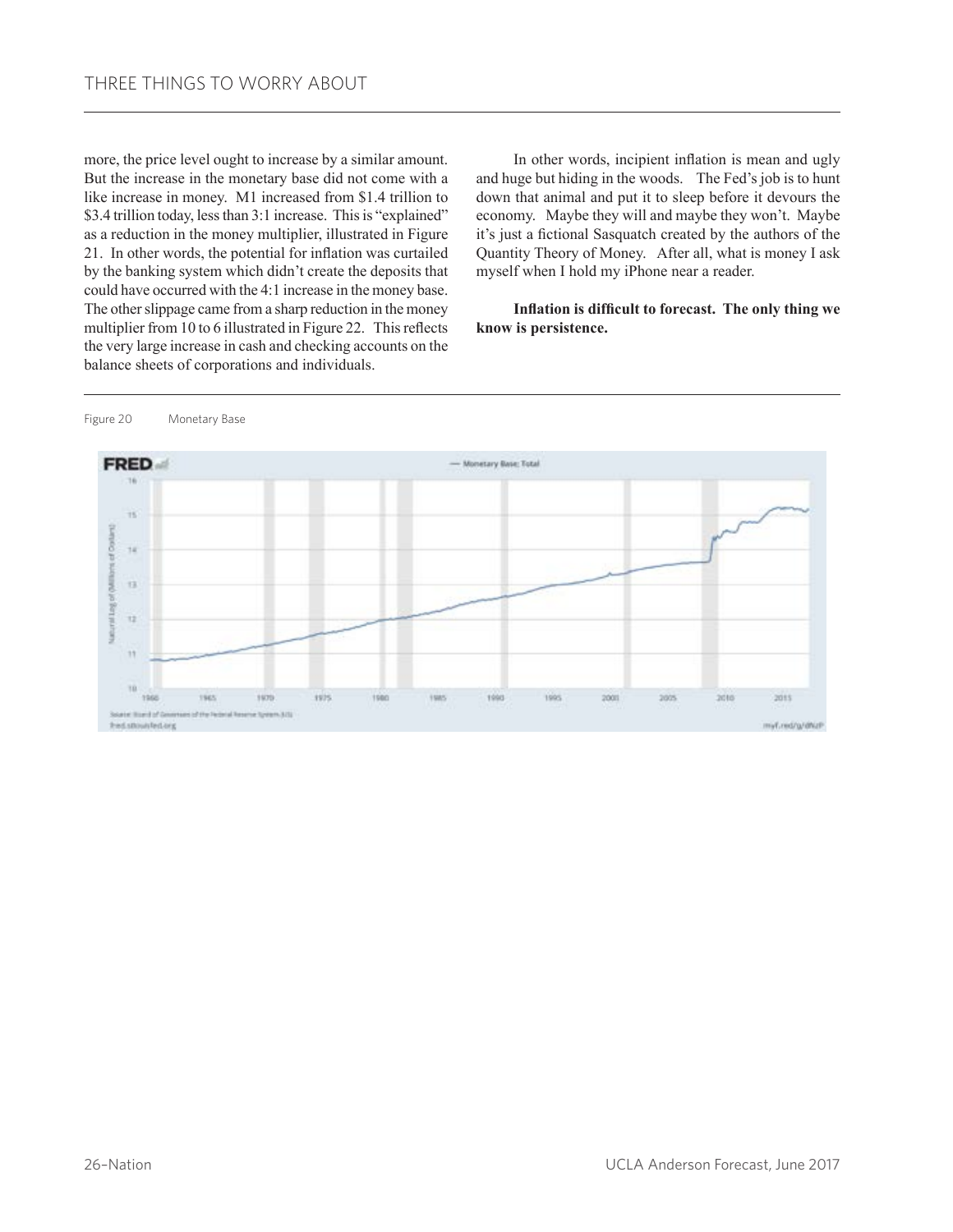more, the price level ought to increase by a similar amount. But the increase in the monetary base did not come with a like increase in money. M1 increased from \$1.4 trillion to \$3.4 trillion today, less than 3:1 increase. This is "explained" as a reduction in the money multiplier, illustrated in Figure 21. In other words, the potential for inflation was curtailed by the banking system which didn't create the deposits that could have occurred with the 4:1 increase in the money base. The other slippage came from a sharp reduction in the money multiplier from 10 to 6 illustrated in Figure 22. This reflects the very large increase in cash and checking accounts on the balance sheets of corporations and individuals.

In other words, incipient inflation is mean and ugly and huge but hiding in the woods. The Fed's job is to hunt down that animal and put it to sleep before it devours the economy. Maybe they will and maybe they won't. Maybe it's just a fictional Sasquatch created by the authors of the Quantity Theory of Money. After all, what is money I ask myself when I hold my iPhone near a reader.

**Inflation is difficult to forecast. The only thing we know is persistence.**

Figure 20 Monetary Base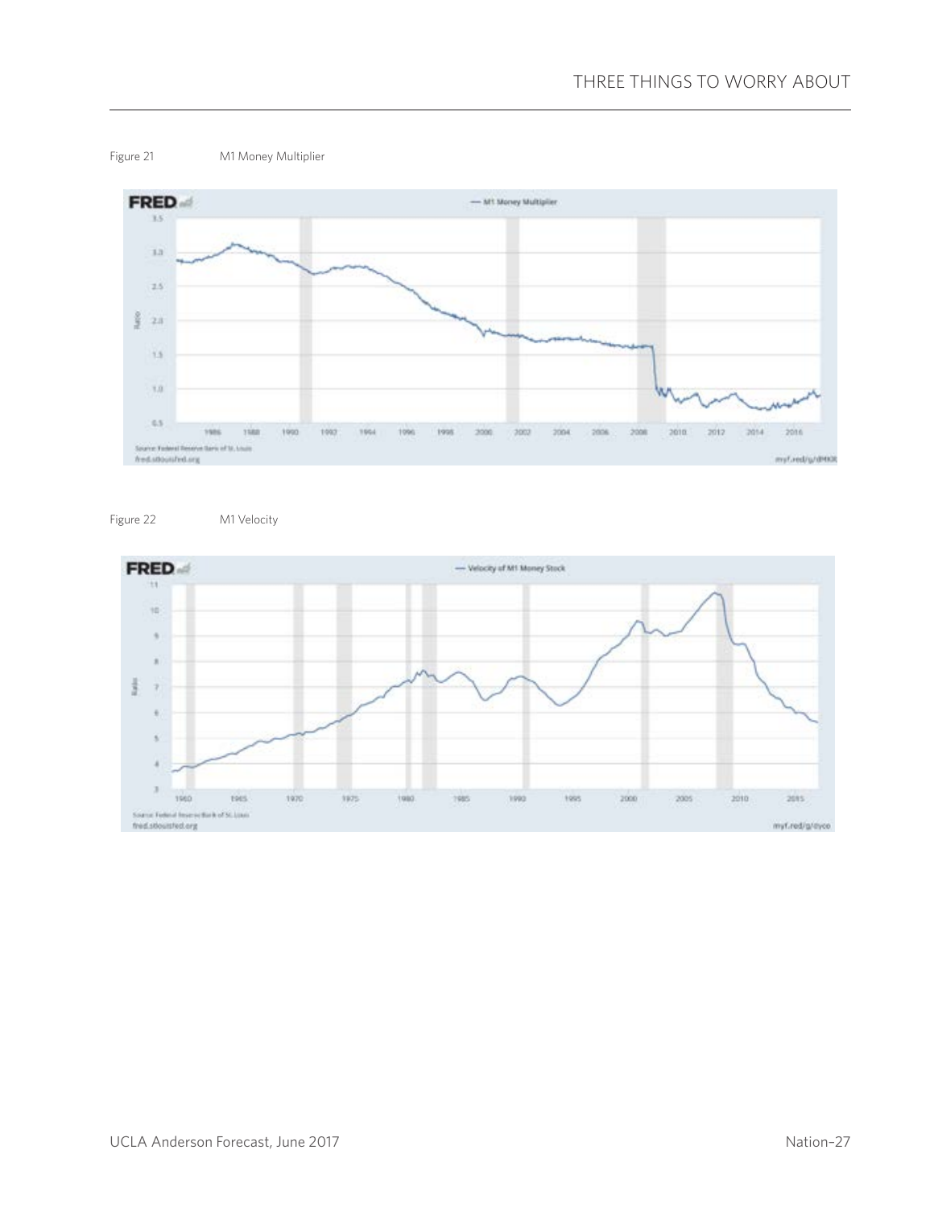Figure 21 M1 Money Multiplier

FRED

— M1 Money Multiplier

3.5
3.0
2.5
2.0
1.5
1.0
0.5

Ratio

1986 1988 1990 1992 1994 1996 1998 2000 2002 2004 2006 2008 2010 2012 2014 2016

Source: Federal Reserve Bank of St. Louis
fred.stlouisfed.org

myf.red/g/dMKX

Figure 22 M1 Velocity

FRED

— Velocity of M1 Money Stock

11
10
9
8
7
6
5
4
3

Ratio

1960 1965 1970 1975 1980 1985 1990 1995 2000 2005 2010 2015

Source: Federal Reserve Bank of St. Louis
fred.stlouisfed.org

myf.red/g/dyco